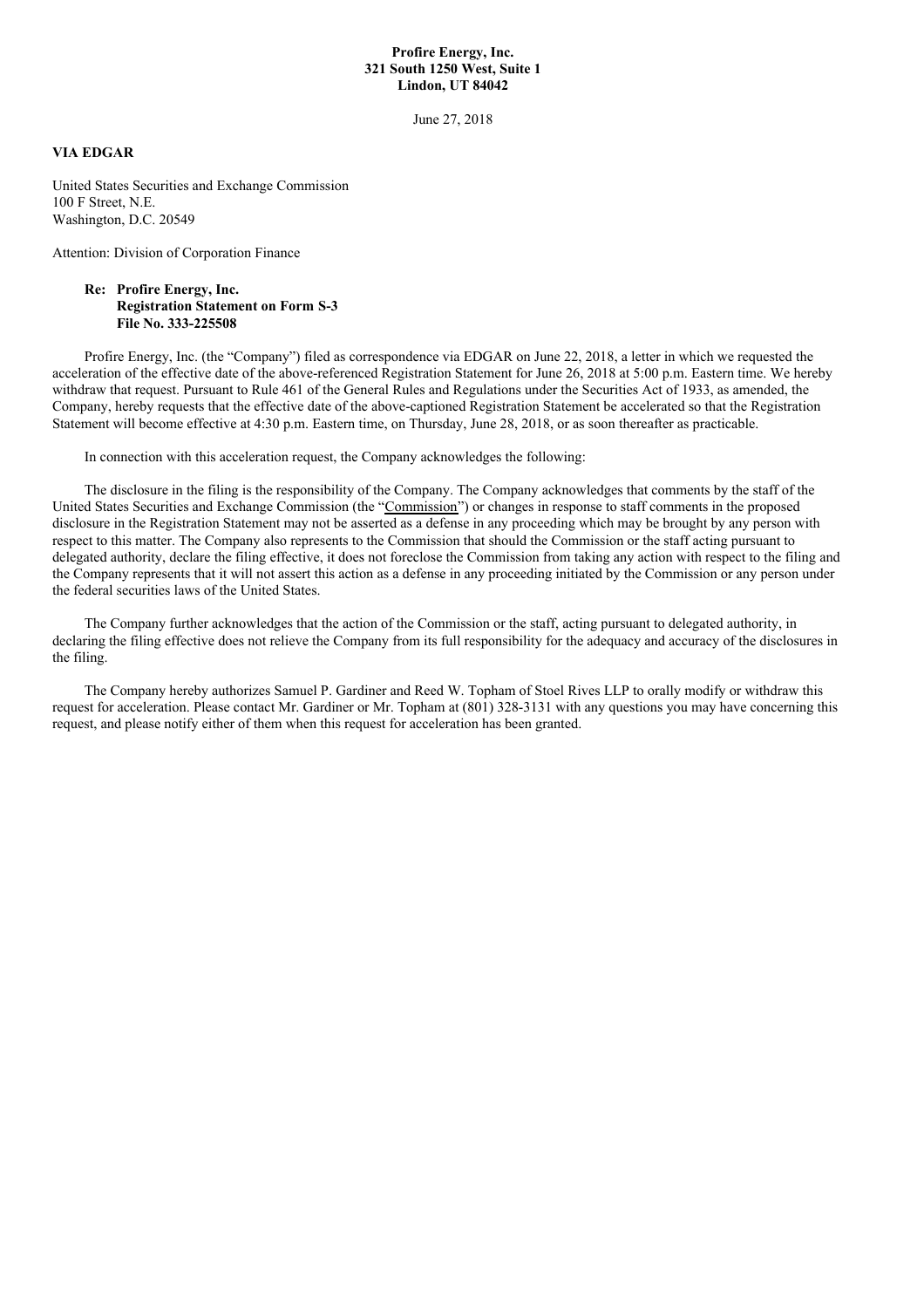**Profire Energy, Inc.**
**321 South 1250 West, Suite 1**
**Lindon, UT 84042**

June 27, 2018

**VIA EDGAR**

United States Securities and Exchange Commission
100 F Street, N.E.
Washington, D.C. 20549

Attention: Division of Corporation Finance

**Re: Profire Energy, Inc.**
**Registration Statement on Form S-3**
**File No. 333-225508**

Profire Energy, Inc. (the "Company") filed as correspondence via EDGAR on June 22, 2018, a letter in which we requested the acceleration of the effective date of the above-referenced Registration Statement for June 26, 2018 at 5:00 p.m. Eastern time. We hereby withdraw that request. Pursuant to Rule 461 of the General Rules and Regulations under the Securities Act of 1933, as amended, the Company, hereby requests that the effective date of the above-captioned Registration Statement be accelerated so that the Registration Statement will become effective at 4:30 p.m. Eastern time, on Thursday, June 28, 2018, or as soon thereafter as practicable.

In connection with this acceleration request, the Company acknowledges the following:

The disclosure in the filing is the responsibility of the Company. The Company acknowledges that comments by the staff of the United States Securities and Exchange Commission (the "Commission") or changes in response to staff comments in the proposed disclosure in the Registration Statement may not be asserted as a defense in any proceeding which may be brought by any person with respect to this matter. The Company also represents to the Commission that should the Commission or the staff acting pursuant to delegated authority, declare the filing effective, it does not foreclose the Commission from taking any action with respect to the filing and the Company represents that it will not assert this action as a defense in any proceeding initiated by the Commission or any person under the federal securities laws of the United States.

The Company further acknowledges that the action of the Commission or the staff, acting pursuant to delegated authority, in declaring the filing effective does not relieve the Company from its full responsibility for the adequacy and accuracy of the disclosures in the filing.

The Company hereby authorizes Samuel P. Gardiner and Reed W. Topham of Stoel Rives LLP to orally modify or withdraw this request for acceleration. Please contact Mr. Gardiner or Mr. Topham at (801) 328-3131 with any questions you may have concerning this request, and please notify either of them when this request for acceleration has been granted.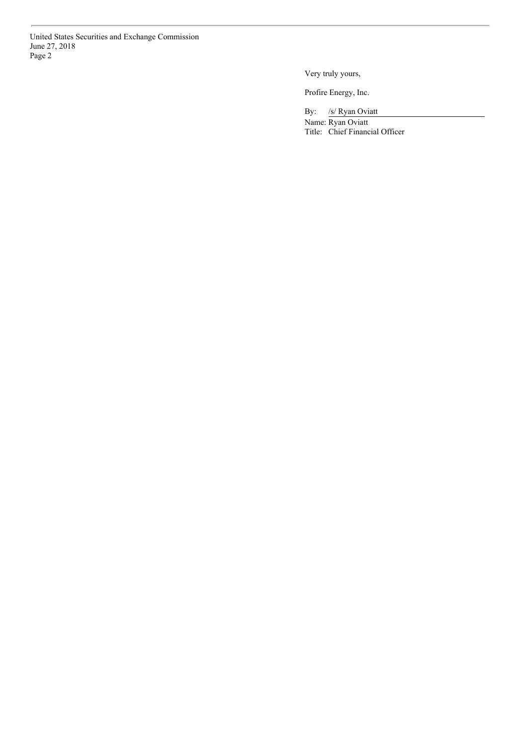Very truly yours,

Profire Energy, Inc.

By: /s/ Ryan Oviatt

Name: Ryan Oviatt

Title: Chief Financial Officer